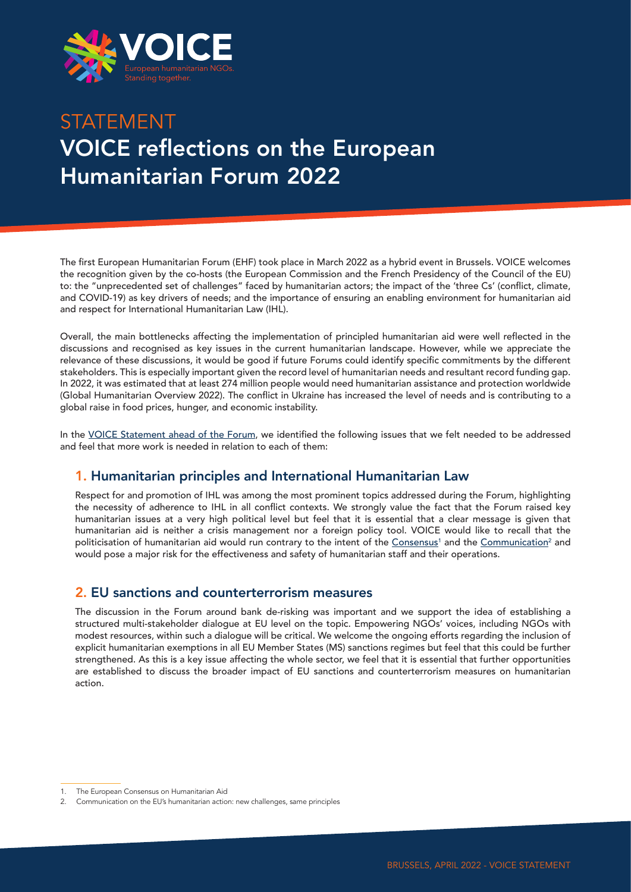STATEMENT

# VOICE reflections on the European Humanitarian Forum 2022

The first European Humanitarian Forum (EHF) took place in March 2022 as a hybrid event in Brussels. VOICE welcomes the recognition given by the co-hosts (the European Commission and the French Presidency of the Council of the EU) to: the "unprecedented set of challenges" faced by humanitarian actors; the impact of the 'three Cs' (conflict, climate, and COVID-19) as key drivers of needs; and the importance of ensuring an enabling environment for humanitarian aid and respect for International Humanitarian Law (IHL).

Overall, the main bottlenecks affecting the implementation of principled humanitarian aid were well reflected in the discussions and recognised as key issues in the current humanitarian landscape. However, while we appreciate the relevance of these discussions, it would be good if future Forums could identify specific commitments by the different stakeholders. This is especially important given the record level of humanitarian needs and resultant record funding gap. In 2022, it was estimated that at least 274 million people would need humanitarian assistance and protection worldwide (Global Humanitarian Overview 2022). The conflict in Ukraine has increased the level of needs and is contributing to a global raise in food prices, hunger, and economic instability.

In the VOICE Statement ahead of the Forum, we identified the following issues that we felt needed to be addressed and feel that more work is needed in relation to each of them:

## 1. Humanitarian principles and International Humanitarian Law

Respect for and promotion of IHL was among the most prominent topics addressed during the Forum, highlighting the necessity of adherence to IHL in all conflict contexts. We strongly value the fact that the Forum raised key humanitarian issues at a very high political level but feel that it is essential that a clear message is given that humanitarian aid is neither a crisis management nor a foreign policy tool. VOICE would like to recall that the politicisation of humanitarian aid would run contrary to the intent of the Consensus[1] and the Communication[2] and would pose a major risk for the effectiveness and safety of humanitarian staff and their operations.

## 2. EU sanctions and counterterrorism measures

The discussion in the Forum around bank de-risking was important and we support the idea of establishing a structured multi-stakeholder dialogue at EU level on the topic. Empowering NGOs' voices, including NGOs with modest resources, within such a dialogue will be critical. We welcome the ongoing efforts regarding the inclusion of explicit humanitarian exemptions in all EU Member States (MS) sanctions regimes but feel that this could be further strengthened. As this is a key issue affecting the whole sector, we feel that it is essential that further opportunities are established to discuss the broader impact of EU sanctions and counterterrorism measures on humanitarian action.

1. The European Consensus on Humanitarian Aid
2. Communication on the EU's humanitarian action: new challenges, same principles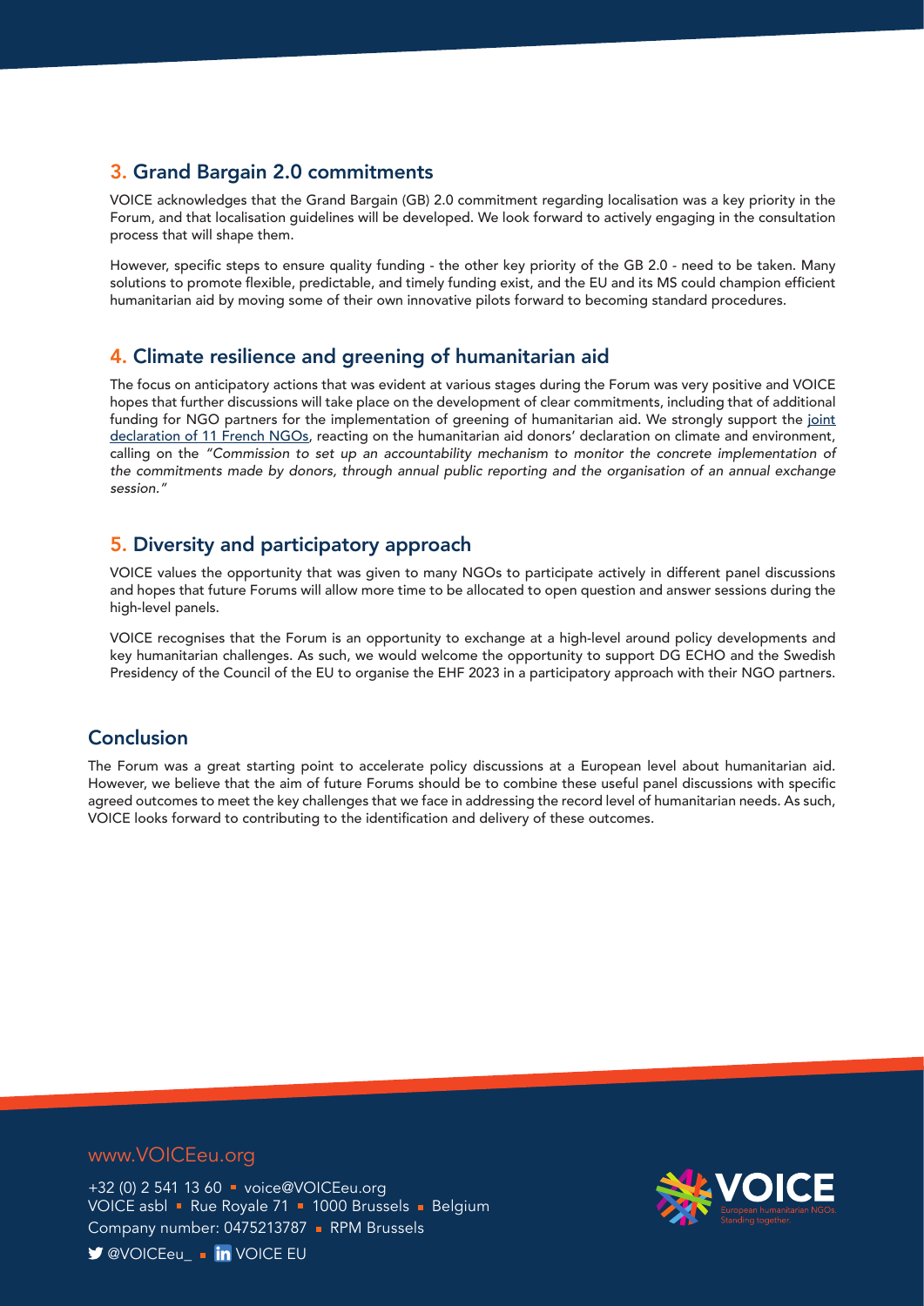## 3. Grand Bargain 2.0 commitments

VOICE acknowledges that the Grand Bargain (GB) 2.0 commitment regarding localisation was a key priority in the Forum, and that localisation guidelines will be developed. We look forward to actively engaging in the consultation process that will shape them.

However, specific steps to ensure quality funding - the other key priority of the GB 2.0 - need to be taken. Many solutions to promote flexible, predictable, and timely funding exist, and the EU and its MS could champion efficient humanitarian aid by moving some of their own innovative pilots forward to becoming standard procedures.

## 4. Climate resilience and greening of humanitarian aid

The focus on anticipatory actions that was evident at various stages during the Forum was very positive and VOICE hopes that further discussions will take place on the development of clear commitments, including that of additional funding for NGO partners for the implementation of greening of humanitarian aid. We strongly support the joint declaration of 11 French NGOs, reacting on the humanitarian aid donors' declaration on climate and environment, calling on the *"Commission to set up an accountability mechanism to monitor the concrete implementation of the commitments made by donors, through annual public reporting and the organisation of an annual exchange session."*

## 5. Diversity and participatory approach

VOICE values the opportunity that was given to many NGOs to participate actively in different panel discussions and hopes that future Forums will allow more time to be allocated to open question and answer sessions during the high-level panels.

VOICE recognises that the Forum is an opportunity to exchange at a high-level around policy developments and key humanitarian challenges. As such, we would welcome the opportunity to support DG ECHO and the Swedish Presidency of the Council of the EU to organise the EHF 2023 in a participatory approach with their NGO partners.

## Conclusion

The Forum was a great starting point to accelerate policy discussions at a European level about humanitarian aid. However, we believe that the aim of future Forums should be to combine these useful panel discussions with specific agreed outcomes to meet the key challenges that we face in addressing the record level of humanitarian needs. As such, VOICE looks forward to contributing to the identification and delivery of these outcomes.

www.VOICEeu.org

+32 (0) 2 541 13 60 ▪ voice@VOICEeu.org
VOICE asbl ▪ Rue Royale 71 ▪ 1000 Brussels ▪ Belgium
Company number: 0475213787 ▪ RPM Brussels
@VOICEeu_ ▪ VOICE EU

VOICE
European humanitarian NGOs.
Standing together.